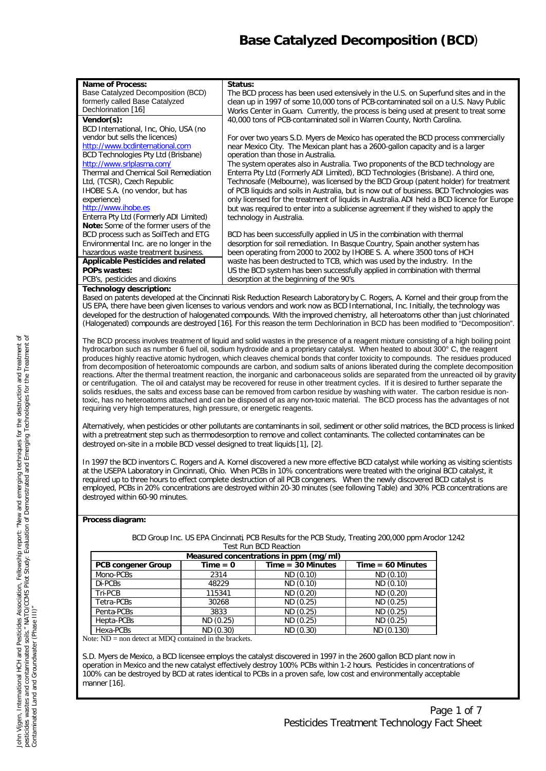# Base Catalyzed Decomposition (BCD)

| Name of Process: | Status: |
|---|---|
| Base Catalyzed Decomposition (BCD) formerly called Base Catalyzed Dechlorination [16] | The BCD process has been used extensively in the U.S. on Superfund sites and in the clean up in 1997 of some 10,000 tons of PCB-contaminated soil on a U.S. Navy Public Works Center in Guam. Currently, the process is being used at present to treat some 40,000 tons of PCB-contaminated soil in Warren County, North Carolina. |

**Vendor(s):**

BCD International, Inc, Ohio, USA (no vendor but sells the licences)
http://www.bcdinternational.com

BCD Technologies Pty Ltd (Brisbane)
http://www.srlplasma.com/

Thermal and Chemical Soil Remediation Ltd, (TCSR), Czech Republic

IHOBE S.A. (no vendor, but has experience)
http://www.ihobe.es

Enterra Pty Ltd (Formerly ADI Limited)

**Note:** Some of the former users of the BCD process such as SoilTech and ETG Environmental Inc. are no longer in the hazardous waste treatment business.

**Applicable Pesticides and related POPs wastes:**

PCB's, pesticides and dioxins

For over two years S.D. Myers de Mexico has operated the BCD process commercially near Mexico City. The Mexican plant has a 2600-gallon capacity and is a larger operation than those in Australia.

The system operates also in Australia. Two proponents of the BCD technology are Enterra Pty Ltd (Formerly ADI Limited), BCD Technologies (Brisbane). A third one, Technosafe (Melbourne), was licensed by the BCD Group (patent holder) for treatment of PCB liquids and soils in Australia, but is now out of business. BCD Technologies was only licensed for the treatment of liquids in Australia. ADI held a BCD licence for Europe but was required to enter into a sublicense agreement if they wished to apply the technology in Australia.

BCD has been successfully applied in US in the combination with thermal desorption for soil remediation. In Basque Country, Spain another system has been operating from 2000 to 2002 by IHOBE S. A. where 3500 tons of HCH waste has been destructed to TCB, which was used by the industry. In the US the BCD system has been successfully applied in combination with thermal desorption at the beginning of the 90's.

**Technology description:**

Based on patents developed at the Cincinnati Risk Reduction Research Laboratory by C. Rogers, A. Kornel and their group from the US EPA, there have been given licenses to various vendors and work now as BCD International, Inc. Initially, the technology was developed for the destruction of halogenated compounds. With the improved chemistry, all heteroatoms other than just chlorinated (Halogenated) compounds are destroyed [16]. For this reason the term Dechlorination in BCD has been modified to "Decomposition".

The BCD process involves treatment of liquid and solid wastes in the presence of a reagent mixture consisting of a high boiling point hydrocarbon such as number 6 fuel oil, sodium hydroxide and a proprietary catalyst. When heated to about 300° C, the reagent produces highly reactive atomic hydrogen, which cleaves chemical bonds that confer toxicity to compounds. The residues produced from decomposition of heteroatomic compounds are carbon, and sodium salts of anions liberated during the complete decomposition reactions. After the thermal treatment reaction, the inorganic and carbonaceous solids are separated from the unreacted oil by gravity or centrifugation. The oil and catalyst may be recovered for reuse in other treatment cycles. If it is desired to further separate the solids residues, the salts and excess base can be removed from carbon residue by washing with water. The carbon residue is non-toxic, has no heteroatoms attached and can be disposed of as any non-toxic material. The BCD process has the advantages of not requiring very high temperatures, high pressure, or energetic reagents.

Alternatively, when pesticides or other pollutants are contaminants in soil, sediment or other solid matrices, the BCD process is linked with a pretreatment step such as thermodesorption to remove and collect contaminants. The collected contaminates can be destroyed on-site in a mobile BCD vessel designed to treat liquids [1], [2].

In 1997 the BCD inventors C. Rogers and A. Kornel discovered a new more effective BCD catalyst while working as visiting scientists at the USEPA Laboratory in Cincinnati, Ohio. When PCBs in 10% concentrations were treated with the original BCD catalyst, it required up to three hours to effect complete destruction of all PCB congeners. When the newly discovered BCD catalyst is employed, PCBs in 20% concentrations are destroyed within 20-30 minutes (see following Table) and 30% PCB concentrations are destroyed within 60-90 minutes.

**Process diagram:**

BCD Group Inc. US EPA Cincinnati, PCB Results for the PCB Study, Treating 200,000 ppm Aroclor 1242 Test Run BCD Reaction

| PCB congener Group | Measured concentrations in ppm (mg/ml) Time = 0 | Time = 30 Minutes | Time = 60 Minutes |
|---|---|---|---|
| Mono-PCBs | 2314 | ND (0.10) | ND (0.10) |
| Di-PCBs | 48229 | ND (0.10) | ND (0.10) |
| Tri-PCB | 115341 | ND (0.20) | ND (0.20) |
| Tetra-PCBs | 30268 | ND (0.25) | ND (0.25) |
| Penta-PCBs | 3833 | ND (0.25) | ND (0.25) |
| Hepta-PCBs | ND (0.25) | ND (0.25) | ND (0.25) |
| Hexa-PCBs | ND (0.30) | ND (0.30) | ND (0.130) |

Note: ND = non detect at MDQ contained in the brackets.

S.D. Myers de Mexico, a BCD licensee employs the catalyst discovered in 1997 in the 2600 gallon BCD plant now in operation in Mexico and the new catalyst effectively destroy 100% PCBs within 1-2 hours. Pesticides in concentrations of 100% can be destroyed by BCD at rates identical to PCBs in a proven safe, low cost and environmentally acceptable manner [16].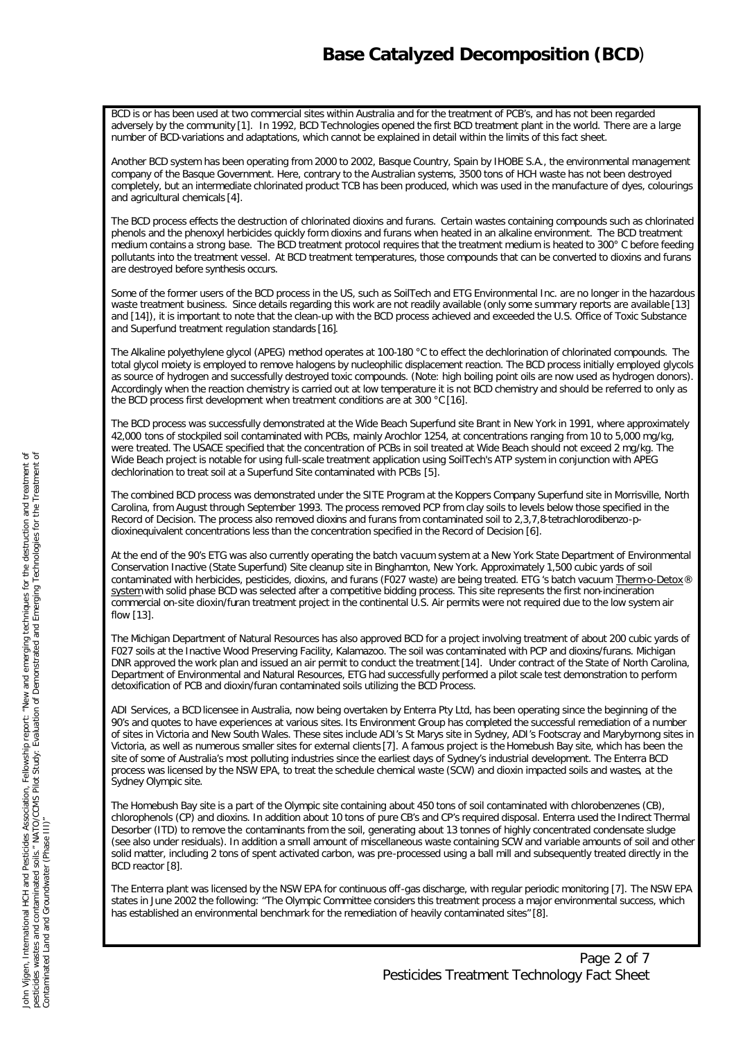# Base Catalyzed Decomposition (BCD)

BCD is or has been used at two commercial sites within Australia and for the treatment of PCB's, and has not been regarded adversely by the community [1]. In 1992, BCD Technologies opened the first BCD treatment plant in the world. There are a large number of BCD-variations and adaptations, which cannot be explained in detail within the limits of this fact sheet.

Another BCD system has been operating from 2000 to 2002, Basque Country, Spain by IHOBE S.A., the environmental management company of the Basque Government. Here, contrary to the Australian systems, 3500 tons of HCH waste has not been destroyed completely, but an intermediate chlorinated product TCB has been produced, which was used in the manufacture of dyes, colourings and agricultural chemicals [4].

The BCD process effects the destruction of chlorinated dioxins and furans. Certain wastes containing compounds such as chlorinated phenols and the phenoxyl herbicides quickly form dioxins and furans when heated in an alkaline environment. The BCD treatment medium contains a strong base. The BCD treatment protocol requires that the treatment medium is heated to 300° C before feeding pollutants into the treatment vessel. At BCD treatment temperatures, those compounds that can be converted to dioxins and furans are destroyed before synthesis occurs.

Some of the former users of the BCD process in the US, such as SoilTech and ETG Environmental Inc. are no longer in the hazardous waste treatment business. Since details regarding this work are not readily available (only some summary reports are available [13] and [14]), it is important to note that the clean-up with the BCD process achieved and exceeded the U.S. Office of Toxic Substance and Superfund treatment regulation standards [16].

The Alkaline polyethylene glycol (APEG) method operates at 100-180 °C to effect the dechlorination of chlorinated compounds. The total glycol moiety is employed to remove halogens by nucleophilic displacement reaction. The BCD process initially employed glycols as source of hydrogen and successfully destroyed toxic compounds. (Note: high boiling point oils are now used as hydrogen donors). Accordingly when the reaction chemistry is carried out at low temperature it is not BCD chemistry and should be referred to only as the BCD process first development when treatment conditions are at 300 °C [16].

The BCD process was successfully demonstrated at the Wide Beach Superfund site Brant in New York in 1991, where approximately 42,000 tons of stockpiled soil contaminated with PCBs, mainly Arochlor 1254, at concentrations ranging from 10 to 5,000 mg/kg, were treated. The USACE specified that the concentration of PCBs in soil treated at Wide Beach should not exceed 2 mg/kg. The Wide Beach project is notable for using full-scale treatment application using SoilTech's ATP system in conjunction with APEG dechlorination to treat soil at a Superfund Site contaminated with PCBs [5].

The combined BCD process was demonstrated under the SITE Program at the Koppers Company Superfund site in Morrisville, North Carolina, from August through September 1993. The process removed PCP from clay soils to levels below those specified in the Record of Decision. The process also removed dioxins and furans from contaminated soil to 2,3,7,8-tetrachlorodibenzo-p-dioxinequivalent concentrations less than the concentration specified in the Record of Decision [6].

At the end of the 90's ETG was also currently operating the batch vacuum system at a New York State Department of Environmental Conservation Inactive (State Superfund) Site cleanup site in Binghamton, New York. Approximately 1,500 cubic yards of soil contaminated with herbicides, pesticides, dioxins, and furans (F027 waste) are being treated. ETG 's batch vacuum Therm-o-Detox® system with solid phase BCD was selected after a competitive bidding process. This site represents the first non-incineration commercial on-site dioxin/furan treatment project in the continental U.S. Air permits were not required due to the low system air flow [13].

The Michigan Department of Natural Resources has also approved BCD for a project involving treatment of about 200 cubic yards of F027 soils at the Inactive Wood Preserving Facility, Kalamazoo. The soil was contaminated with PCP and dioxins/furans. Michigan DNR approved the work plan and issued an air permit to conduct the treatment [14]. Under contract of the State of North Carolina, Department of Environmental and Natural Resources, ETG had successfully performed a pilot scale test demonstration to perform detoxification of PCB and dioxin/furan contaminated soils utilizing the BCD Process.

ADI Services, a BCD licensee in Australia, now being overtaken by Enterra Pty Ltd, has been operating since the beginning of the 90's and quotes to have experiences at various sites. Its Environment Group has completed the successful remediation of a number of sites in Victoria and New South Wales. These sites include ADI's St Marys site in Sydney, ADI's Footscray and Marybyrnong sites in Victoria, as well as numerous smaller sites for external clients [7]. A famous project is the Homebush Bay site, which has been the site of some of Australia's most polluting industries since the earliest days of Sydney's industrial development. The Enterra BCD process was licensed by the NSW EPA, to treat the schedule chemical waste (SCW) and dioxin impacted soils and wastes, at the Sydney Olympic site.

The Homebush Bay site is a part of the Olympic site containing about 450 tons of soil contaminated with chlorobenzenes (CB), chlorophenols (CP) and dioxins. In addition about 10 tons of pure CB's and CP's required disposal. Enterra used the Indirect Thermal Desorber (ITD) to remove the contaminants from the soil, generating about 13 tonnes of highly concentrated condensate sludge (see also under residuals). In addition a small amount of miscellaneous waste containing SCW and variable amounts of soil and other solid matter, including 2 tons of spent activated carbon, was pre-processed using a ball mill and subsequently treated directly in the BCD reactor [8].

The Enterra plant was licensed by the NSW EPA for continuous off-gas discharge, with regular periodic monitoring [7]. The NSW EPA states in June 2002 the following: "The Olympic Committee considers this treatment process a major environmental success, which has established an environmental benchmark for the remediation of heavily contaminated sites" [8].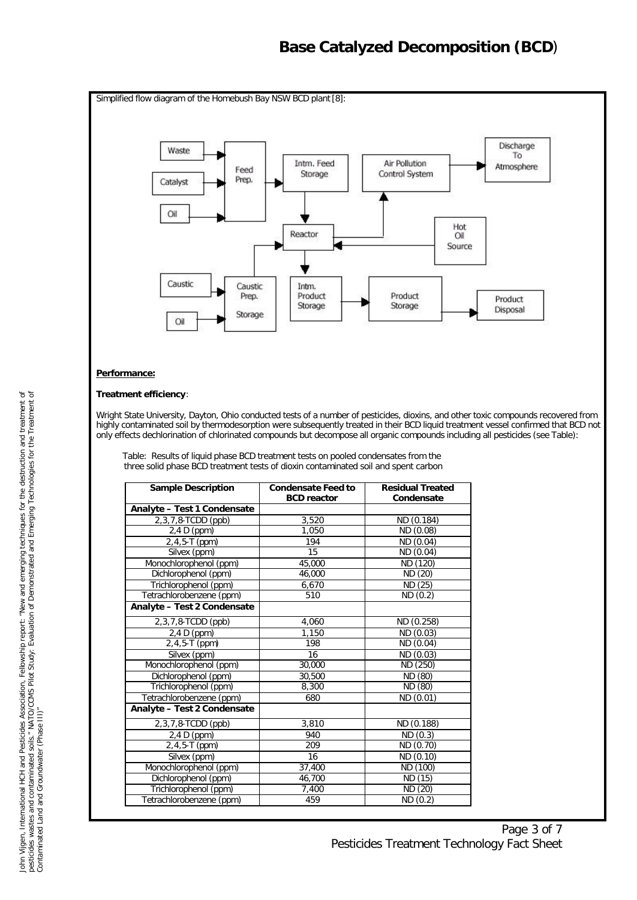# Base Catalyzed Decomposition (BCD)

Simplified flow diagram of the Homebush Bay NSW BCD plant [8]:

Waste → Feed Prep.
Catalyst → Feed Prep.
Oil → Feed Prep.
Feed Prep. → Intm. Feed Storage
Intm. Feed Storage → Reactor
Reactor → Air Pollution Control System → Discharge To Atmosphere
Hot Oil Source → Reactor
Caustic → Caustic Prep. Storage
Oil → Caustic Prep. Storage
Caustic Prep. Storage → Reactor
Reactor → Intm. Product Storage → Product Storage → Product Disposal

**Performance:**

**Treatment efficiency**:

Wright State University, Dayton, Ohio conducted tests of a number of pesticides, dioxins, and other toxic compounds recovered from highly contaminated soil by thermodesorption were subsequently treated in their BCD liquid treatment vessel confirmed that BCD not only effects dechlorination of chlorinated compounds but decompose all organic compounds including all pesticides (see Table):

Table: Results of liquid phase BCD treatment tests on pooled condensates from the three solid phase BCD treatment tests of dioxin contaminated soil and spent carbon

| Sample Description | Condensate Feed to BCD reactor | Residual Treated Condensate |
|---|---|---|
| **Analyte – Test 1 Condensate** | | |
| 2,3,7,8-TCDD (ppb) | 3,520 | ND (0.184) |
| 2,4 D (ppm) | 1,050 | ND (0.08) |
| 2,4,5-T (ppm) | 194 | ND (0.04) |
| Silvex (ppm) | 15 | ND (0.04) |
| Monochlorophenol (ppm) | 45,000 | ND (120) |
| Dichlorophenol (ppm) | 46,000 | ND (20) |
| Trichlorophenol (ppm) | 6,670 | ND (25) |
| Tetrachlorobenzene (ppm) | 510 | ND (0.2) |
| **Analyte – Test 2 Condensate** | | |
| 2,3,7,8-TCDD (ppb) | 4,060 | ND (0.258) |
| 2,4 D (ppm) | 1,150 | ND (0.03) |
| 2,4,5-T (ppm) | 198 | ND (0.04) |
| Silvex (ppm) | 16 | ND (0.03) |
| Monochlorophenol (ppm) | 30,000 | ND (250) |
| Dichlorophenol (ppm) | 30,500 | ND (80) |
| Trichlorophenol (ppm) | 8,300 | ND (80) |
| Tetrachlorobenzene (ppm) | 680 | ND (0.01) |
| **Analyte – Test 2 Condensate** | | |
| 2,3,7,8-TCDD (ppb) | 3,810 | ND (0.188) |
| 2,4 D (ppm) | 940 | ND (0.3) |
| 2,4,5-T (ppm) | 209 | ND (0.70) |
| Silvex (ppm) | 16 | ND (0.10) |
| Monochlorophenol (ppm) | 37,400 | ND (100) |
| Dichlorophenol (ppm) | 46,700 | ND (15) |
| Trichlorophenol (ppm) | 7,400 | ND (20) |
| Tetrachlorobenzene (ppm) | 459 | ND (0.2) |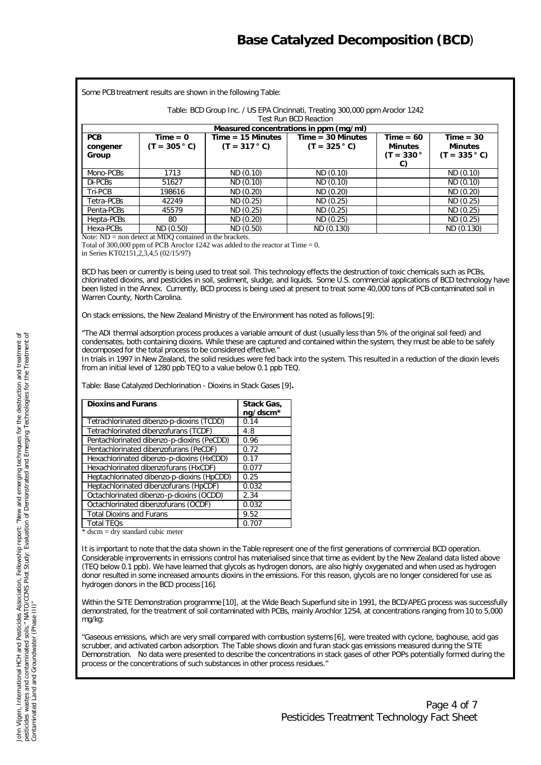# Base Catalyzed Decomposition (BCD)

Some PCB treatment results are shown in the following Table:

Table: BCD Group Inc. / US EPA Cincinnati, Treating 300,000 ppm Aroclor 1242
Test Run BCD Reaction

| Measured concentrations in ppm (mg/ml) | | | | | |
|---|---|---|---|---|---|
| **PCB congener Group** | **Time = 0 (T = 305 ° C)** | **Time = 15 Minutes (T = 317 ° C)** | **Time = 30 Minutes (T = 325 ° C)** | **Time = 60 Minutes (T = 330 ° C)** | **Time = 30 Minutes (T = 335 ° C)** |
| Mono-PCBs | 1713 | ND (0.10) | ND (0.10) | | ND (0.10) |
| Di-PCBs | 51627 | ND (0.10) | ND (0.10) | | ND (0.10) |
| Tri-PCB | 198616 | ND (0.20) | ND (0.20) | | ND (0.20) |
| Tetra-PCBs | 42249 | ND (0.25) | ND (0.25) | | ND (0.25) |
| Penta-PCBs | 45579 | ND (0.25) | ND (0.25) | | ND (0.25) |
| Hepta-PCBs | 80 | ND (0.20) | ND (0.25) | | ND (0.25) |
| Hexa-PCBs | ND (0.50) | ND (0.50) | ND (0.130) | | ND (0.130) |

Note: ND = non detect at MDQ contained in the brackets.
Total of 300,000 ppm of PCB Aroclor 1242 was added to the reactor at Time = 0.
in Series KT02151,2,3,4,5 (02/15/97)

BCD has been or currently is being used to treat soil. This technology effects the destruction of toxic chemicals such as PCBs, chlorinated dioxins, and pesticides in soil, sediment, sludge, and liquids. Some U.S. commercial applications of BCD technology have been listed in the Annex. Currently, BCD process is being used at present to treat some 40,000 tons of PCB-contaminated soil in Warren County, North Carolina.

On stack emissions, the New Zealand Ministry of the Environment has noted as follows [9]:

"The ADI thermal adsorption process produces a variable amount of dust (usually less than 5% of the original soil feed) and condensates, both containing dioxins. While these are captured and contained within the system, they must be able to be safely decomposed for the total process to be considered effective."
In trials in 1997 in New Zealand, the solid residues were fed back into the system. This resulted in a reduction of the dioxin levels from an initial level of 1280 ppb TEQ to a value below 0.1 ppb TEQ.

Table: Base Catalyzed Dechlorination - Dioxins in Stack Gases [9]**.**

| Dioxins and Furans | Stack Gas, ng/dscm* |
|---|---|
| Tetrachlorinated dibenzo-p-dioxins (TCDD) | 0.14 |
| Tetrachlorinated dibenzofurans (TCDF) | 4.8 |
| Pentachlorinated dibenzo-p-dioxins (PeCDD) | 0.96 |
| Pentachlorinated dibenzofurans (PeCDF) | 0.72 |
| Hexachlorinated dibenzo-p-dioxins (HxCDD) | 0.17 |
| Hexachlorinated dibenzofurans (HxCDF) | 0.077 |
| Heptachlorinated dibenzo-p-dioxins (HpCDD) | 0.25 |
| Heptachlorinated dibenzofurans (HpCDF) | 0.032 |
| Octachlorinated dibenzo-p-dioxins (OCDD) | 2.34 |
| Octachlorinated dibenzofurans (OCDF) | 0.032 |
| Total Dioxins and Furans | 9.52 |
| Total TEQs | 0.707 |

\* dscm = dry standard cubic meter

It is important to note that the data shown in the Table represent one of the first generations of commercial BCD operation. Considerable improvements in emissions control has materialised since that time as evident by the New Zealand data listed above (TEQ below 0.1 ppb). We have learned that glycols as hydrogen donors, are also highly oxygenated and when used as hydrogen donor resulted in some increased amounts dioxins in the emissions. For this reason, glycols are no longer considered for use as hydrogen donors in the BCD process [16].

Within the SITE Demonstration programme [10], at the Wide Beach Superfund site in 1991, the BCD/APEG process was successfully demonstrated, for the treatment of soil contaminated with PCBs, mainly Arochlor 1254, at concentrations ranging from 10 to 5,000 mg/kg:

"Gaseous emissions, which are very small compared with combustion systems [6], were treated with cyclone, baghouse, acid gas scrubber, and activated carbon adsorption. The Table shows dioxin and furan stack gas emissions measured during the SITE Demonstration. No data were presented to describe the concentrations in stack gases of other POPs potentially formed during the process or the concentrations of such substances in other process residues."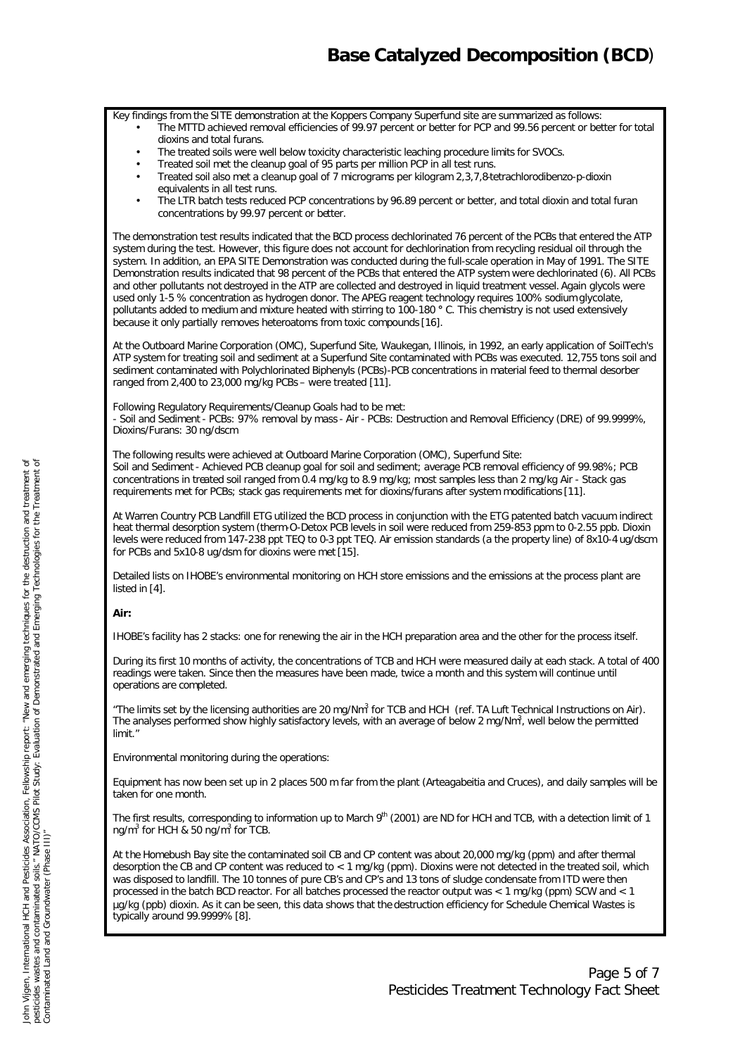# Base Catalyzed Decomposition (BCD)

Key findings from the SITE demonstration at the Koppers Company Superfund site are summarized as follows:

- The MTTD achieved removal efficiencies of 99.97 percent or better for PCP and 99.56 percent or better for total dioxins and total furans.
- The treated soils were well below toxicity characteristic leaching procedure limits for SVOCs.
- Treated soil met the cleanup goal of 95 parts per million PCP in all test runs.
- Treated soil also met a cleanup goal of 7 micrograms per kilogram 2,3,7,8-tetrachlorodibenzo-p-dioxin equivalents in all test runs.
- The LTR batch tests reduced PCP concentrations by 96.89 percent or better, and total dioxin and total furan concentrations by 99.97 percent or better.

The demonstration test results indicated that the BCD process dechlorinated 76 percent of the PCBs that entered the ATP system during the test. However, this figure does not account for dechlorination from recycling residual oil through the system. In addition, an EPA SITE Demonstration was conducted during the full-scale operation in May of 1991. The SITE Demonstration results indicated that 98 percent of the PCBs that entered the ATP system were dechlorinated (6). All PCBs and other pollutants not destroyed in the ATP are collected and destroyed in liquid treatment vessel. Again glycols were used only 1-5 % concentration as hydrogen donor. The APEG reagent technology requires 100% sodium glycolate, pollutants added to medium and mixture heated with stirring to 100-180 ° C. This chemistry is not used extensively because it only partially removes heteroatoms from toxic compounds [16].

At the Outboard Marine Corporation (OMC), Superfund Site, Waukegan, Illinois, in 1992, an early application of SoilTech's ATP system for treating soil and sediment at a Superfund Site contaminated with PCBs was executed. 12,755 tons soil and sediment contaminated with Polychlorinated Biphenyls (PCBs)-PCB concentrations in material feed to thermal desorber ranged from 2,400 to 23,000 mg/kg PCBs – were treated [11].

Following Regulatory Requirements/Cleanup Goals had to be met:
- Soil and Sediment - PCBs: 97% removal by mass - Air - PCBs: Destruction and Removal Efficiency (DRE) of 99.9999%, Dioxins/Furans: 30 ng/dscm

The following results were achieved at Outboard Marine Corporation (OMC), Superfund Site:
Soil and Sediment - Achieved PCB cleanup goal for soil and sediment; average PCB removal efficiency of 99.98%; PCB concentrations in treated soil ranged from 0.4 mg/kg to 8.9 mg/kg; most samples less than 2 mg/kg Air - Stack gas requirements met for PCBs; stack gas requirements met for dioxins/furans after system modifications [11].

At Warren Country PCB Landfill ETG utilized the BCD process in conjunction with the ETG patented batch vacuum indirect heat thermal desorption system (therm-O-Detox PCB levels in soil were reduced from 259-853 ppm to 0-2.55 ppb. Dioxin levels were reduced from 147-238 ppt TEQ to 0-3 ppt TEQ. Air emission standards (a the property line) of 8x10-4 ug/dscm for PCBs and 5x10-8 ug/dsm for dioxins were met [15].

Detailed lists on IHOBE's environmental monitoring on HCH store emissions and the emissions at the process plant are listed in [4].

**Air:**

IHOBE's facility has 2 stacks: one for renewing the air in the HCH preparation area and the other for the process itself.

During its first 10 months of activity, the concentrations of TCB and HCH were measured daily at each stack. A total of 400 readings were taken. Since then the measures have been made, twice a month and this system will continue until operations are completed.

"The limits set by the licensing authorities are 20 mg/Nm$^3$ for TCB and HCH (ref. TA Luft Technical Instructions on Air). The analyses performed show highly satisfactory levels, with an average of below 2 mg/Nm$^3$, well below the permitted limit."

Environmental monitoring during the operations:

Equipment has now been set up in 2 places 500 m far from the plant (Arteagabeitia and Cruces), and daily samples will be taken for one month.

The first results, corresponding to information up to March 9$^{th}$ (2001) are ND for HCH and TCB, with a detection limit of 1 ng/m$^3$ for HCH & 50 ng/m$^3$ for TCB.

At the Homebush Bay site the contaminated soil CB and CP content was about 20,000 mg/kg (ppm) and after thermal desorption the CB and CP content was reduced to < 1 mg/kg (ppm). Dioxins were not detected in the treated soil, which was disposed to landfill. The 10 tonnes of pure CB's and CP's and 13 tons of sludge condensate from ITD were then processed in the batch BCD reactor. For all batches processed the reactor output was < 1 mg/kg (ppm) SCW and < 1 µg/kg (ppb) dioxin. As it can be seen, this data shows that the destruction efficiency for Schedule Chemical Wastes is typically around 99.9999% [8].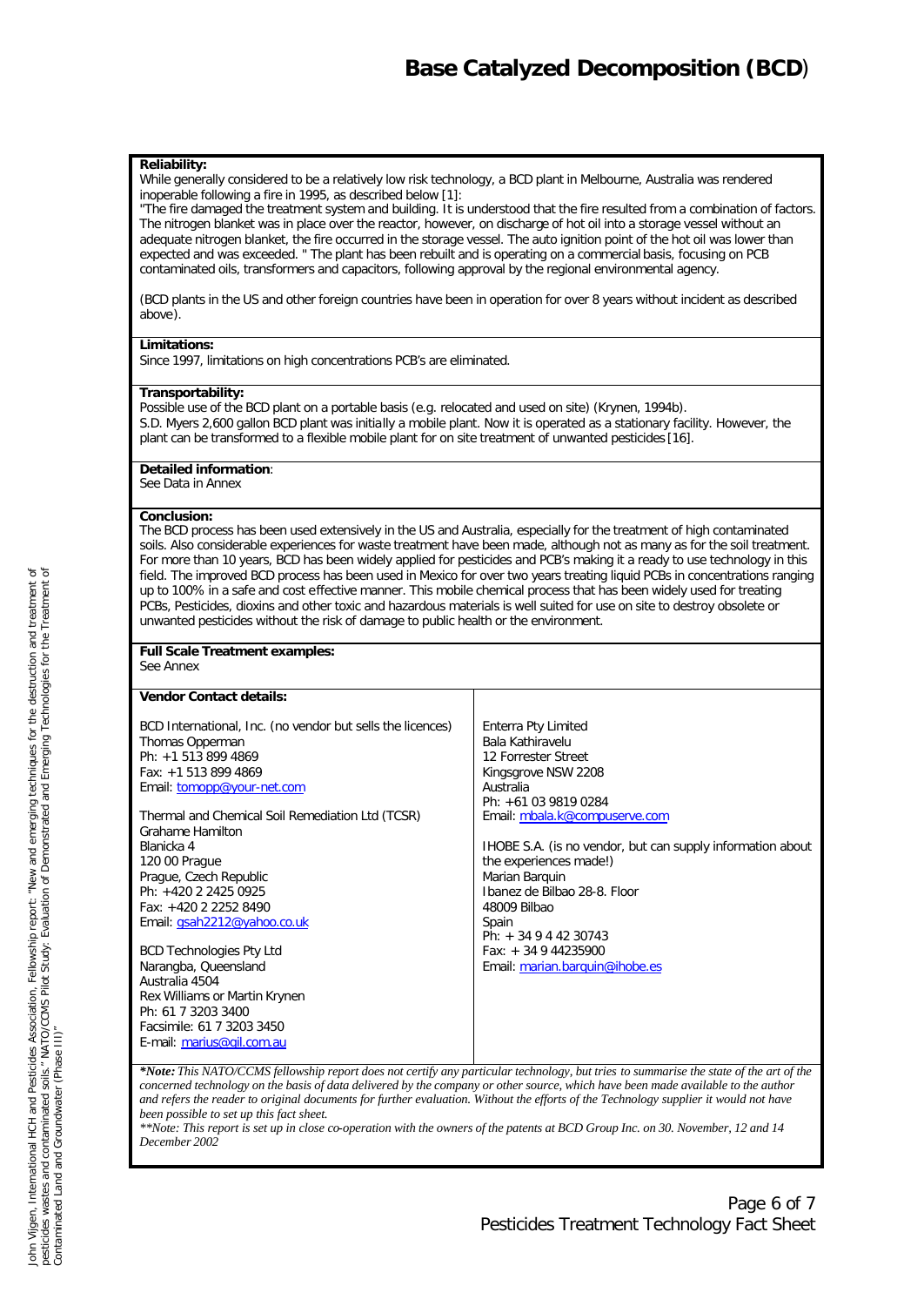# Base Catalyzed Decomposition (BCD)

**Reliability:**
While generally considered to be a relatively low risk technology, a BCD plant in Melbourne, Australia was rendered inoperable following a fire in 1995, as described below [1]:
"The fire damaged the treatment system and building. It is understood that the fire resulted from a combination of factors. The nitrogen blanket was in place over the reactor, however, on discharge of hot oil into a storage vessel without an adequate nitrogen blanket, the fire occurred in the storage vessel. The auto ignition point of the hot oil was lower than expected and was exceeded. " The plant has been rebuilt and is operating on a commercial basis, focusing on PCB contaminated oils, transformers and capacitors, following approval by the regional environmental agency.

(BCD plants in the US and other foreign countries have been in operation for over 8 years without incident as described above).

**Limitations:**
Since 1997, limitations on high concentrations PCB's are eliminated.

**Transportability:**
Possible use of the BCD plant on a portable basis (e.g. relocated and used on site) (Krynen, 1994b).
S.D. Myers 2,600 gallon BCD plant was initially a mobile plant. Now it is operated as a stationary facility. However, the plant can be transformed to a flexible mobile plant for on site treatment of unwanted pesticides [16].

**Detailed information**:
See Data in Annex

**Conclusion:**
The BCD process has been used extensively in the US and Australia, especially for the treatment of high contaminated soils. Also considerable experiences for waste treatment have been made, although not as many as for the soil treatment. For more than 10 years, BCD has been widely applied for pesticides and PCB's making it a ready to use technology in this field. The improved BCD process has been used in Mexico for over two years treating liquid PCBs in concentrations ranging up to 100% in a safe and cost effective manner. This mobile chemical process that has been widely used for treating PCBs, Pesticides, dioxins and other toxic and hazardous materials is well suited for use on site to destroy obsolete or unwanted pesticides without the risk of damage to public health or the environment.

**Full Scale Treatment examples:**
See Annex

**Vendor Contact details:**

BCD International, Inc. (no vendor but sells the licences)
Thomas Opperman
Ph: +1 513 899 4869
Fax: +1 513 899 4869
Email: tomopp@your-net.com

Thermal and Chemical Soil Remediation Ltd (TCSR)
Grahame Hamilton
Blanicka 4
120 00 Prague
Prague, Czech Republic
Ph: +420 2 2425 0925
Fax: +420 2 2252 8490
Email: gsah2212@yahoo.co.uk

BCD Technologies Pty Ltd
Narangba, Queensland
Australia 4504
Rex Williams or Martin Krynen
Ph: 61 7 3203 3400
Facsimile: 61 7 3203 3450
E-mail: marius@gil.com.au

Enterra Pty Limited
Bala Kathiravelu
12 Forrester Street
Kingsgrove NSW 2208
Australia
Ph: +61 03 9819 0284
Email: mbala.k@compuserve.com

IHOBE S.A. (is no vendor, but can supply information about the experiences made!)
Marian Barquin
Ibanez de Bilbao 28-8. Floor
48009 Bilbao
Spain
Ph: + 34 9 4 42 30743
Fax: + 34 9 44235900
Email: marian.barquin@ihobe.es

****Note:*** *This NATO/CCMS fellowship report does not certify any particular technology, but tries to summarise the state of the art of the concerned technology on the basis of data delivered by the company or other source, which have been made available to the author and refers the reader to original documents for further evaluation. Without the efforts of the Technology supplier it would not have been possible to set up this fact sheet.*
*\*\*Note: This report is set up in close co-operation with the owners of the patents at BCD Group Inc. on 30. November, 12 and 14 December 2002*

John Vijgen, International HCH and Pesticides Association, Fellowship report: "New and emerging techniques for the destruction and treatment of pesticides wastes and contaminated soils," NATO/CCMS Pilot Study: Evaluation of Demonstrated and Emerging Technologies for the Treatment of Contaminated Land and Groundwater (Phase III)"

Pesticides Treatment Technology Fact Sheet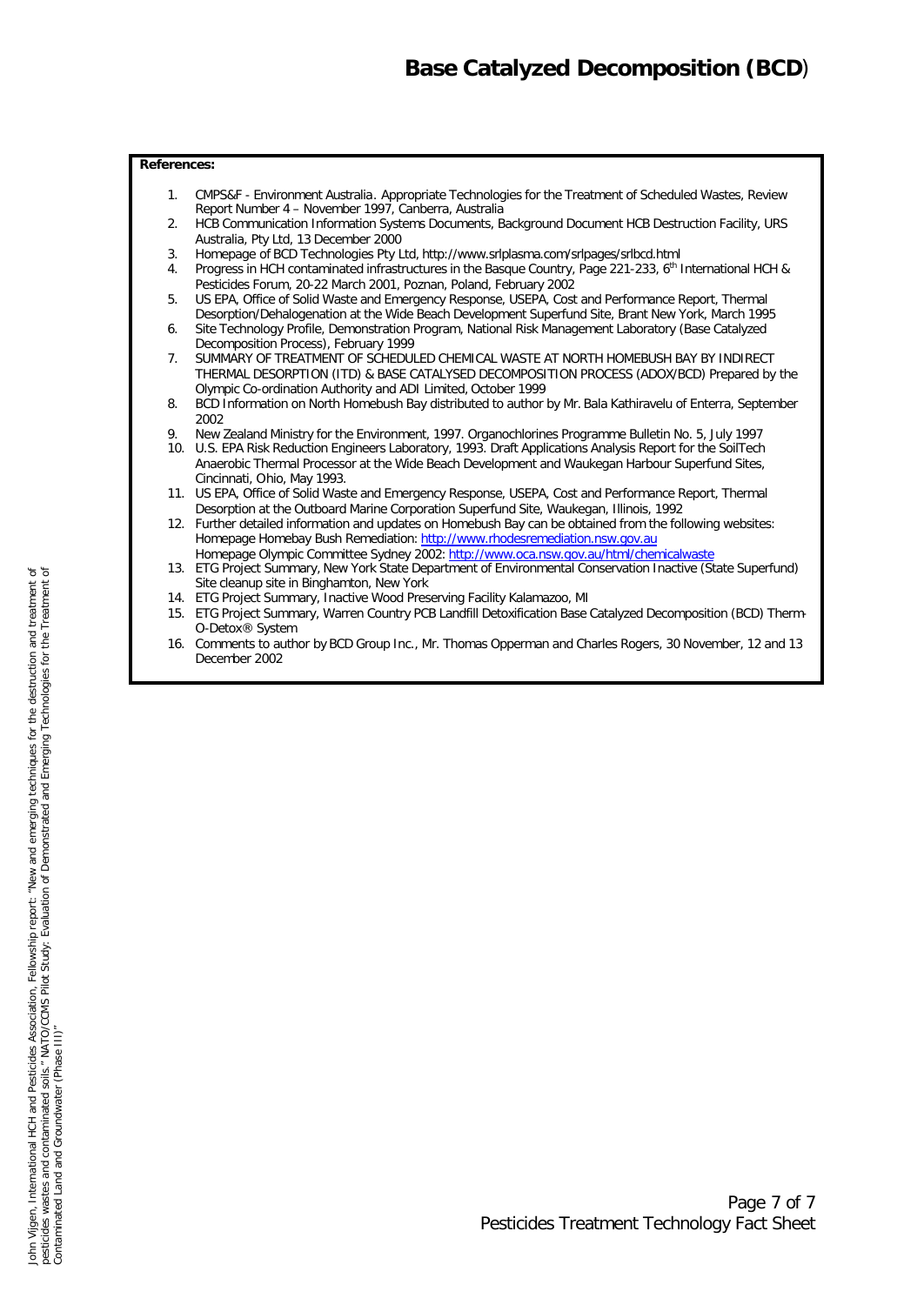# Base Catalyzed Decomposition (BCD)

**References:**

1. CMPS&F - Environment Australia. Appropriate Technologies for the Treatment of Scheduled Wastes, Review Report Number 4 – November 1997, Canberra, Australia
2. HCB Communication Information Systems Documents, Background Document HCB Destruction Facility, URS Australia, Pty Ltd, 13 December 2000
3. Homepage of BCD Technologies Pty Ltd, http://www.srlplasma.com/srlpages/srlbcd.html
4. Progress in HCH contaminated infrastructures in the Basque Country, Page 221-233, 6th International HCH & Pesticides Forum, 20-22 March 2001, Poznan, Poland, February 2002
5. US EPA, Office of Solid Waste and Emergency Response, USEPA, Cost and Performance Report, Thermal Desorption/Dehalogenation at the Wide Beach Development Superfund Site, Brant New York, March 1995
6. Site Technology Profile, Demonstration Program, National Risk Management Laboratory (Base Catalyzed Decomposition Process), February 1999
7. SUMMARY OF TREATMENT OF SCHEDULED CHEMICAL WASTE AT NORTH HOMEBUSH BAY BY INDIRECT THERMAL DESORPTION (ITD) & BASE CATALYSED DECOMPOSITION PROCESS (ADOX/BCD) Prepared by the Olympic Co-ordination Authority and ADI Limited, October 1999
8. BCD Information on North Homebush Bay distributed to author by Mr. Bala Kathiravelu of Enterra, September 2002
9. New Zealand Ministry for the Environment, 1997. Organochlorines Programme Bulletin No. 5, July 1997
10. U.S. EPA Risk Reduction Engineers Laboratory, 1993. Draft Applications Analysis Report for the SoilTech Anaerobic Thermal Processor at the Wide Beach Development and Waukegan Harbour Superfund Sites, Cincinnati, Ohio, May 1993.
11. US EPA, Office of Solid Waste and Emergency Response, USEPA, Cost and Performance Report, Thermal Desorption at the Outboard Marine Corporation Superfund Site, Waukegan, Illinois, 1992
12. Further detailed information and updates on Homebush Bay can be obtained from the following websites:
    Homepage Homebay Bush Remediation: http://www.rhodesremediation.nsw.gov.au
    Homepage Olympic Committee Sydney 2002: http://www.oca.nsw.gov.au/html/chemicalwaste
13. ETG Project Summary, New York State Department of Environmental Conservation Inactive (State Superfund) Site cleanup site in Binghamton, New York
14. ETG Project Summary, Inactive Wood Preserving Facility Kalamazoo, MI
15. ETG Project Summary, Warren Country PCB Landfill Detoxification Base Catalyzed Decomposition (BCD) Therm-O-Detox® System
16. Comments to author by BCD Group Inc., Mr. Thomas Opperman and Charles Rogers, 30 November, 12 and 13 December 2002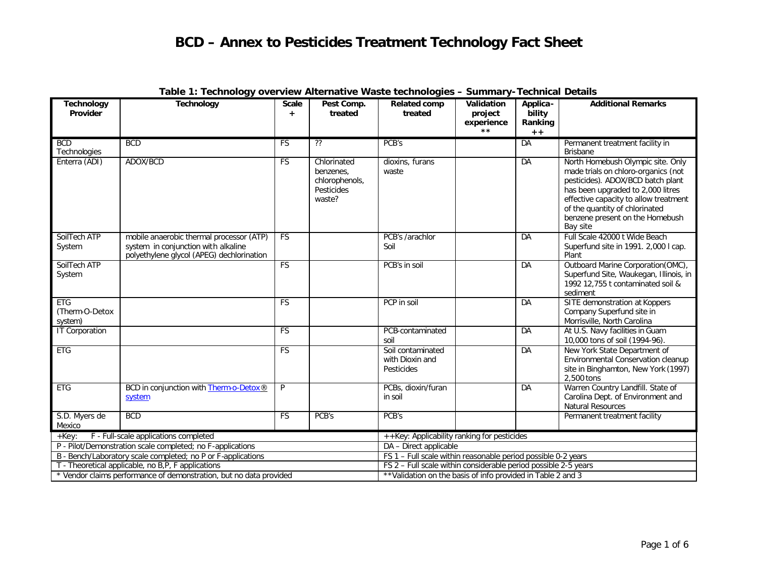# BCD – Annex to Pesticides Treatment Technology Fact Sheet

**Table 1: Technology overview Alternative Waste technologies – Summary-Technical Details**

| Technology Provider | Technology | Scale + | Pest Comp. treated | Related comp treated | Validation project experience ** | Applica-bility Ranking ++ | Additional Remarks |
|---|---|---|---|---|---|---|---|
| BCD Technologies | BCD | FS | ?? | PCB's | | DA | Permanent treatment facility in Brisbane |
| Enterra (ADI) | ADOX/BCD | FS | Chlorinated benzenes, chlorophenols, Pesticides waste? | dioxins, furans waste | | DA | North Homebush Olympic site. Only made trials on chloro-organics (not pesticides). ADOX/BCD batch plant has been upgraded to 2,000 litres effective capacity to allow treatment of the quantity of chlorinated benzene present on the Homebush Bay site |
| SoilTech ATP System | mobile anaerobic thermal processor (ATP) system in conjunction with alkaline polyethylene glycol (APEG) dechlorination | FS | | PCB's /arachlor Soil | | DA | Full Scale 42000 t Wide Beach Superfund site in 1991. 2,000 l cap. Plant |
| SoilTech ATP System | | FS | | PCB's in soil | | DA | Outboard Marine Corporation(OMC), Superfund Site, Waukegan, Illinois, in 1992 12,755 t contaminated soil & sediment |
| ETG (Therm-O-Detox system) | | FS | | PCP in soil | | DA | SITE demonstration at Koppers Company Superfund site in Morrisville, North Carolina |
| IT Corporation | | FS | | PCB-contaminated soil | | DA | At U.S. Navy facilities in Guam 10,000 tons of soil (1994-96). |
| ETG | | FS | | Soil contaminated with Dioxin and Pesticides | | DA | New York State Department of Environmental Conservation cleanup site in Binghamton, New York (1997) 2,500 tons |
| ETG | BCD in conjunction with Therm-o-Detox® system | P | | PCBs, dioxin/furan in soil | | DA | Warren Country Landfill. State of Carolina Dept. of Environment and Natural Resources |
| S.D. Myers de Mexico | BCD | FS | PCB's | PCB's | | | Permanent treatment facility |

| +Key: | ++Key: Applicability ranking for pesticides |
|---|---|
| F - Full-scale applications completed | DA – Direct applicable |
| P - Pilot/Demonstration scale completed; no F-applications | FS 1 – Full scale within reasonable period possible 0-2 years |
| B - Bench/Laboratory scale completed; no P or F-applications | FS 2 – Full scale within considerable period possible 2-5 years |
| T - Theoretical applicable, no B,P, F applications | **Validation on the basis of info provided in Table 2 and 3 |
| * Vendor claims performance of demonstration, but no data provided | |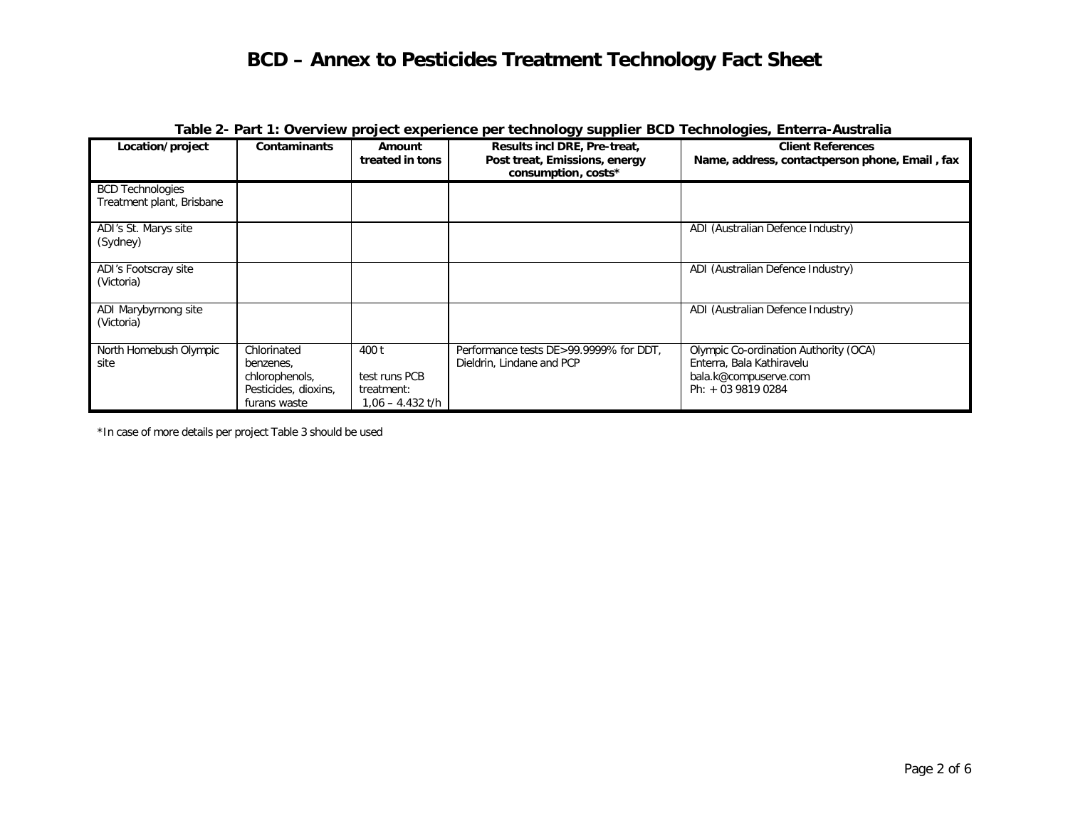# BCD – Annex to Pesticides Treatment Technology Fact Sheet

**Table 2- Part 1: Overview project experience per technology supplier BCD Technologies, Enterra-Australia**

| Location/project | Contaminants | Amount treated in tons | Results incl DRE, Pre-treat, Post treat, Emissions, energy consumption, costs* | Client References Name, address, contactperson phone, Email , fax |
|---|---|---|---|---|
| BCD Technologies Treatment plant, Brisbane | | | | |
| ADI's St. Marys site (Sydney) | | | | ADI (Australian Defence Industry) |
| ADI's Footscray site (Victoria) | | | | ADI (Australian Defence Industry) |
| ADI Marybyrnong site (Victoria) | | | | ADI (Australian Defence Industry) |
| North Homebush Olympic site | Chlorinated benzenes, chlorophenols, Pesticides, dioxins, furans waste | 400 t<br><br>test runs PCB treatment: 1,06 – 4.432 t/h | Performance tests DE>99.9999% for DDT, Dieldrin, Lindane and PCP | Olympic Co-ordination Authority (OCA)<br>Enterra, Bala Kathiravelu<br>bala.k@compuserve.com<br>Ph: + 03 9819 0284 |

*In case of more details per project Table 3 should be used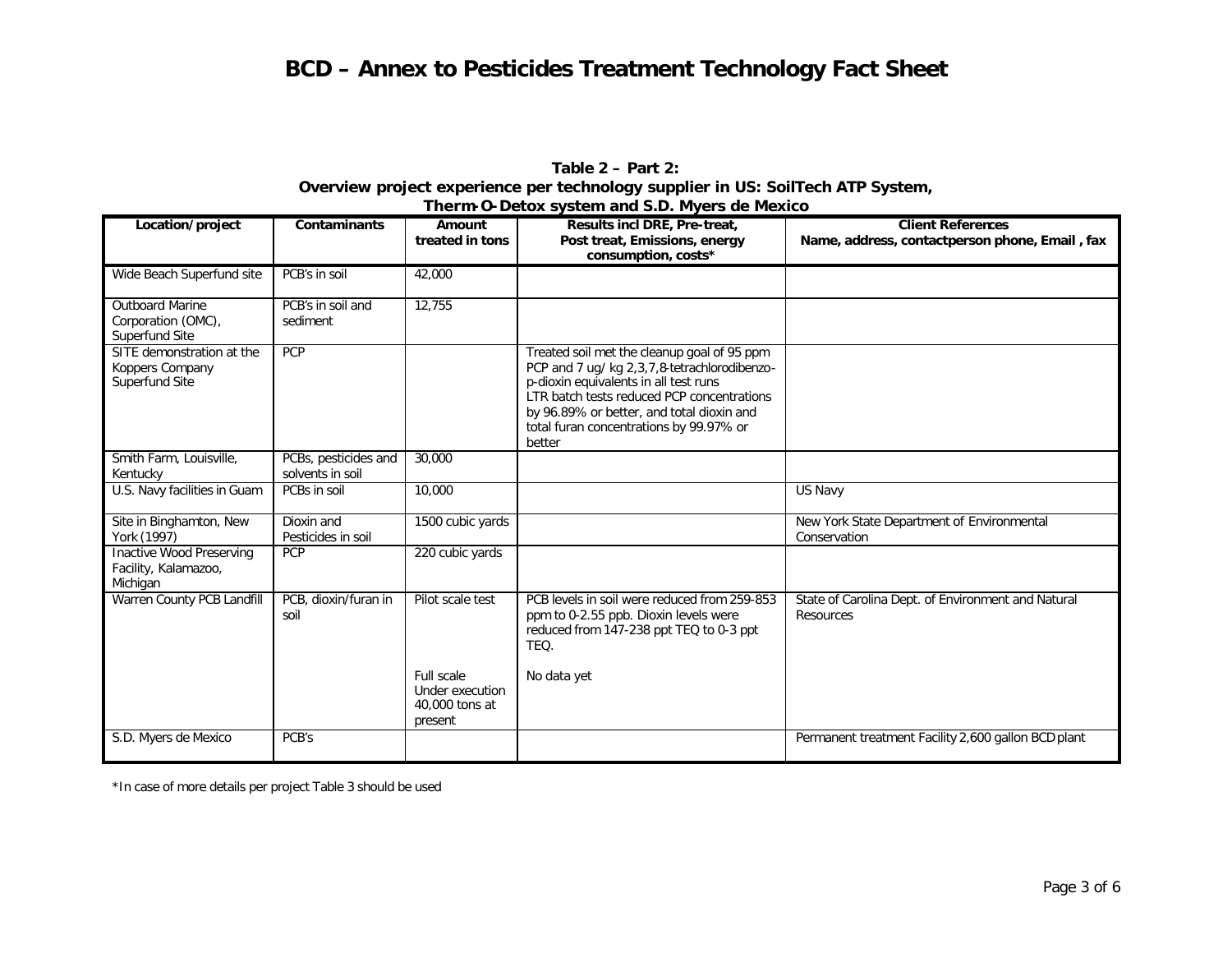# BCD – Annex to Pesticides Treatment Technology Fact Sheet

**Table 2 – Part 2:**
**Overview project experience per technology supplier in US: SoilTech ATP System, Therm-O-Detox system and S.D. Myers de Mexico**

| Location/project | Contaminants | Amount treated in tons | Results incl DRE, Pre-treat, Post treat, Emissions, energy consumption, costs* | Client References Name, address, contactperson phone, Email , fax |
|---|---|---|---|---|
| Wide Beach Superfund site | PCB's in soil | 42,000 | | |
| Outboard Marine Corporation (OMC), Superfund Site | PCB's in soil and sediment | 12,755 | | |
| SITE demonstration at the Koppers Company Superfund Site | PCP | | Treated soil met the cleanup goal of 95 ppm PCP and 7 ug/kg 2,3,7,8-tetrachlorodibenzo-p-dioxin equivalents in all test runs<br>LTR batch tests reduced PCP concentrations by 96.89% or better, and total dioxin and total furan concentrations by 99.97% or better | |
| Smith Farm, Louisville, Kentucky | PCBs, pesticides and solvents in soil | 30,000 | | |
| U.S. Navy facilities in Guam | PCBs in soil | 10,000 | | US Navy |
| Site in Binghamton, New York (1997) | Dioxin and Pesticides in soil | 1500 cubic yards | | New York State Department of Environmental Conservation |
| Inactive Wood Preserving Facility, Kalamazoo, Michigan | PCP | 220 cubic yards | | |
| Warren County PCB Landfill | PCB, dioxin/furan in soil | Pilot scale test<br><br>Full scale Under execution 40,000 tons at present | PCB levels in soil were reduced from 259-853 ppm to 0-2.55 ppb. Dioxin levels were reduced from 147-238 ppt TEQ to 0-3 ppt TEQ.<br><br>No data yet | State of Carolina Dept. of Environment and Natural Resources |
| S.D. Myers de Mexico | PCB's | | | Permanent treatment Facility 2,600 gallon BCD plant |

*In case of more details per project Table 3 should be used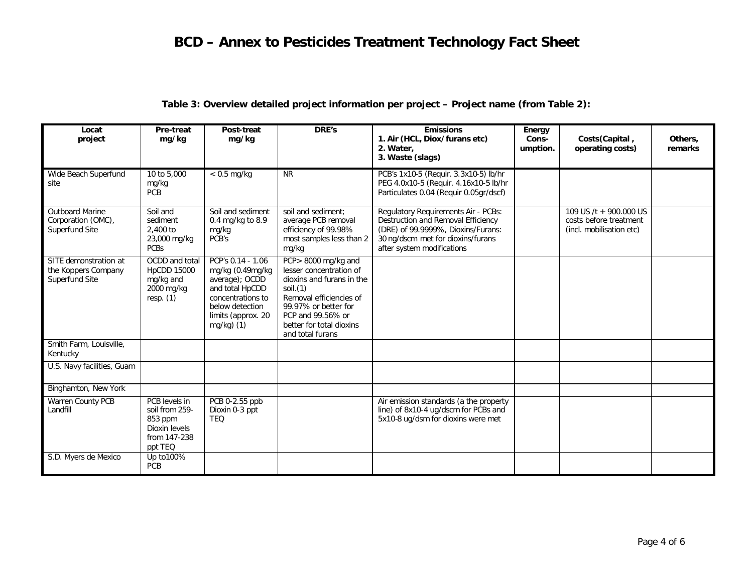# BCD – Annex to Pesticides Treatment Technology Fact Sheet

**Table 3: Overview detailed project information per project – Project name (from Table 2):**

| Locat project | Pre-treat mg/kg | Post-treat mg/kg | DRE's | Emissions 1. Air (HCL, Diox/furans etc) 2. Water, 3. Waste (slags) | Energy Cons-umption. | Costs(Capital , operating costs) | Others, remarks |
|---|---|---|---|---|---|---|---|
| Wide Beach Superfund site | 10 to 5,000 mg/kg PCB | < 0.5 mg/kg | NR | PCB's 1x10-5 (Requir. 3.3x10-5) lb/hr PEG 4.0x10-5 (Requir. 4.16x10-5 lb/hr Particulates 0.04 (Requir 0.05gr/dscf) | | | |
| Outboard Marine Corporation (OMC), Superfund Site | Soil and sediment 2,400 to 23,000 mg/kg PCBs | Soil and sediment 0.4 mg/kg to 8.9 mg/kg PCB's | soil and sediment; average PCB removal efficiency of 99.98% most samples less than 2 mg/kg | Regulatory Requirements Air - PCBs: Destruction and Removal Efficiency (DRE) of 99.9999%, Dioxins/Furans: 30 ng/dscm met for dioxins/furans after system modifications | | 109 US /t + 900.000 US costs before treatment (incl. mobilisation etc) | |
| SITE demonstration at the Koppers Company Superfund Site | OCDD and total HpCDD 15000 mg/kg and 2000 mg/kg resp. (1) | PCP's 0.14 - 1.06 mg/kg (0.49mg/kg average); OCDD and total HpCDD concentrations to below detection limits (approx. 20 mg/kg) (1) | PCP> 8000 mg/kg and lesser concentration of dioxins and furans in the soil.(1) Removal efficiencies of 99.97% or better for PCP and 99.56% or better for total dioxins and total furans | | | | |
| Smith Farm, Louisville, Kentucky | | | | | | | |
| U.S. Navy facilities, Guam | | | | | | | |
| Binghamton, New York | | | | | | | |
| Warren County PCB Landfill | PCB levels in soil from 259-853 ppm Dioxin levels from 147-238 ppt TEQ | PCB 0-2.55 ppb Dioxin 0-3 ppt TEQ | | Air emission standards (a the property line) of 8x10-4 ug/dscm for PCBs and 5x10-8 ug/dsm for dioxins were met | | | |
| S.D. Myers de Mexico | Up to100% PCB | | | | | | |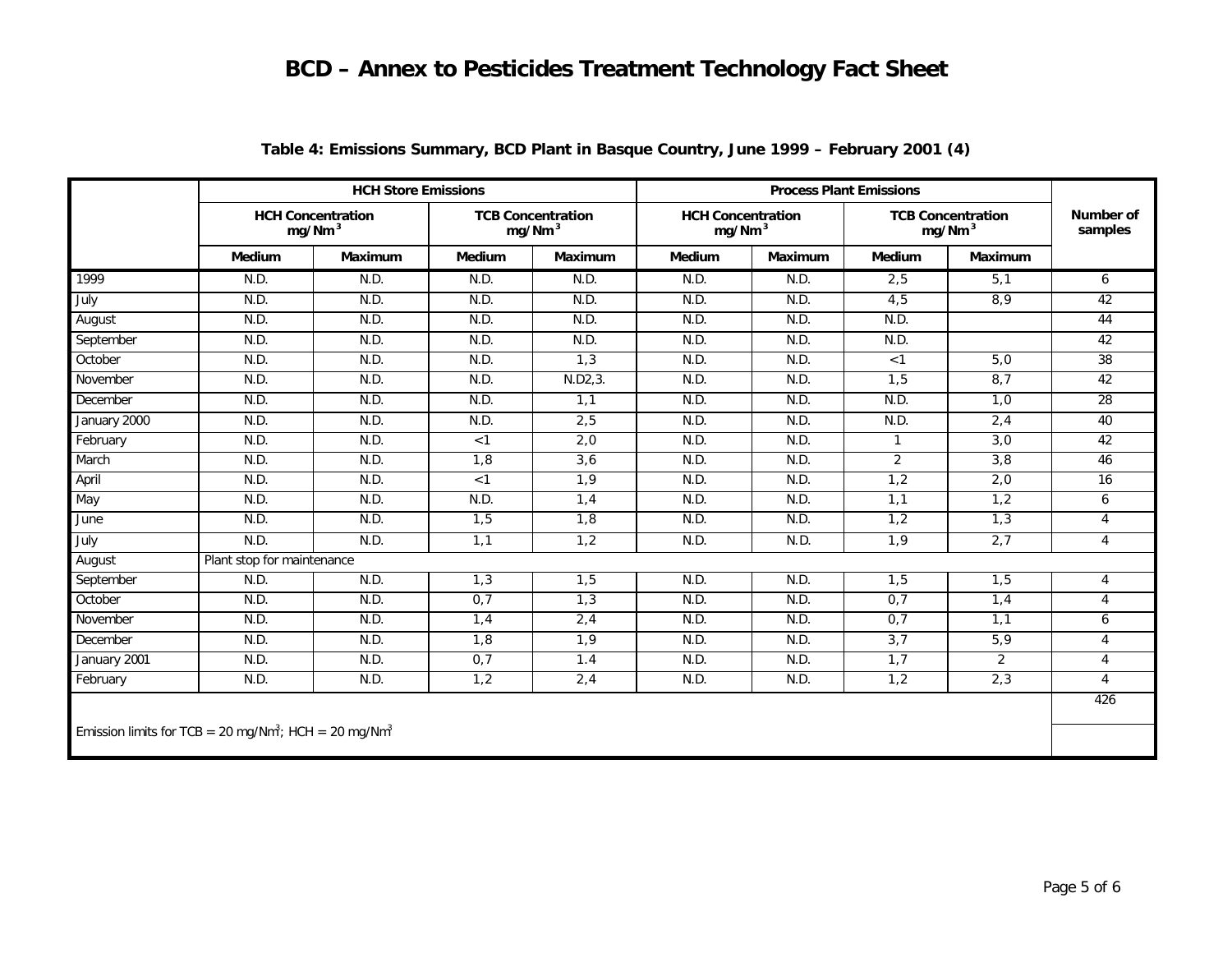# BCD – Annex to Pesticides Treatment Technology Fact Sheet

**Table 4: Emissions Summary, BCD Plant in Basque Country, June 1999 – February 2001 (4)**

| | HCH Store Emissions | | | | Process Plant Emissions | | | | Number of samples |
|---|---|---|---|---|---|---|---|---|---|
| | HCH Concentration mg/Nm$^3$ | | TCB Concentration mg/Nm$^3$ | | HCH Concentration mg/Nm$^3$ | | TCB Concentration mg/Nm$^3$ | | |
| | Medium | Maximum | Medium | Maximum | Medium | Maximum | Medium | Maximum | |
| 1999 | N.D. | N.D. | N.D. | N.D. | N.D. | N.D. | 2,5 | 5,1 | 6 |
| July | N.D. | N.D. | N.D. | N.D. | N.D. | N.D. | 4,5 | 8,9 | 42 |
| August | N.D. | N.D. | N.D. | N.D. | N.D. | N.D. | N.D. | | 44 |
| September | N.D. | N.D. | N.D. | N.D. | N.D. | N.D. | N.D. | | 42 |
| October | N.D. | N.D. | N.D. | 1,3 | N.D. | N.D. | <1 | 5,0 | 38 |
| November | N.D. | N.D. | N.D. | N.D2,3. | N.D. | N.D. | 1,5 | 8,7 | 42 |
| December | N.D. | N.D. | N.D. | 1,1 | N.D. | N.D. | N.D. | 1,0 | 28 |
| January 2000 | N.D. | N.D. | N.D. | 2,5 | N.D. | N.D. | N.D. | 2,4 | 40 |
| February | N.D. | N.D. | <1 | 2,0 | N.D. | N.D. | 1 | 3,0 | 42 |
| March | N.D. | N.D. | 1,8 | 3,6 | N.D. | N.D. | 2 | 3,8 | 46 |
| April | N.D. | N.D. | <1 | 1,9 | N.D. | N.D. | 1,2 | 2,0 | 16 |
| May | N.D. | N.D. | N.D. | 1,4 | N.D. | N.D. | 1,1 | 1,2 | 6 |
| June | N.D. | N.D. | 1,5 | 1,8 | N.D. | N.D. | 1,2 | 1,3 | 4 |
| July | N.D. | N.D. | 1,1 | 1,2 | N.D. | N.D. | 1,9 | 2,7 | 4 |
| August | Plant stop for maintenance | | | | | | | | |
| September | N.D. | N.D. | 1,3 | 1,5 | N.D. | N.D. | 1,5 | 1,5 | 4 |
| October | N.D. | N.D. | 0,7 | 1,3 | N.D. | N.D. | 0,7 | 1,4 | 4 |
| November | N.D. | N.D. | 1,4 | 2,4 | N.D. | N.D. | 0,7 | 1,1 | 6 |
| December | N.D. | N.D. | 1,8 | 1,9 | N.D. | N.D. | 3,7 | 5,9 | 4 |
| January 2001 | N.D. | N.D. | 0,7 | 1.4 | N.D. | N.D. | 1,7 | 2 | 4 |
| February | N.D. | N.D. | 1,2 | 2,4 | N.D. | N.D. | 1,2 | 2,3 | 4 |
| | | | | | | | | | 426 |

Emission limits for TCB = 20 mg/Nm$^3$; HCH = 20 mg/Nm$^3$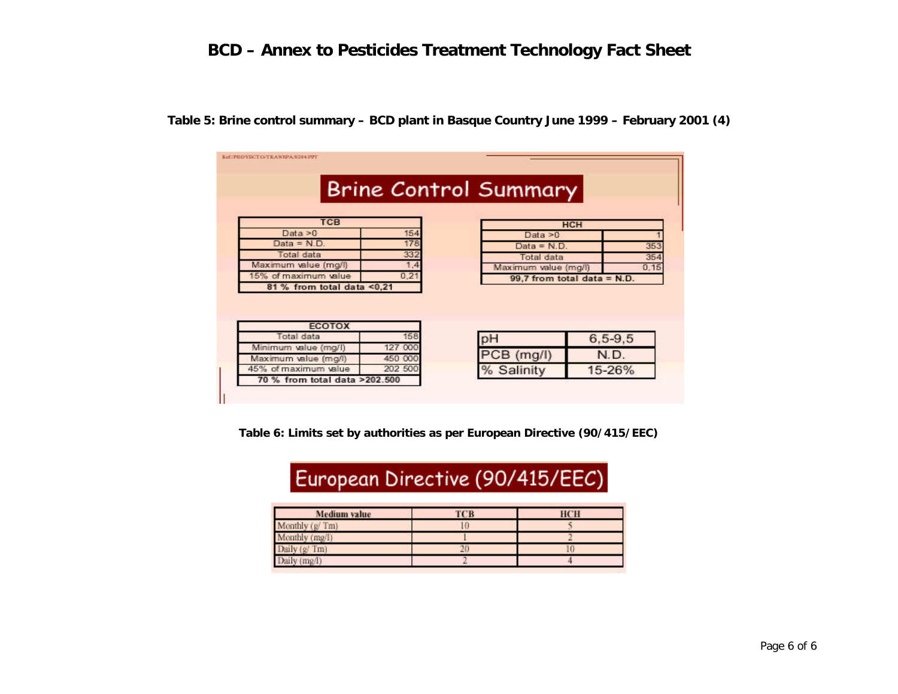Table 5: Brine control summary – BCD plant in Basque Country June 1999 – February 2001 (4)

Ref: PROYECTO/TRANSPA/0204.PPT

## Brine Control Summary

| TCB | |
|---|---|
| Data >0 | 154 |
| Data = N.D. | 178 |
| Total data | 332 |
| Maximum value (mg/l) | 1,4 |
| 15% of maximum value | 0,21 |
| 81 % from total data <0,21 | |

| HCH | |
|---|---|
| Data >0 | 1 |
| Data = N.D. | 353 |
| Total data | 354 |
| Maximum value (mg/l) | 0,15 |
| 99,7 from total data = N.D. | |

| ECOTOX | |
|---|---|
| Total data | 158 |
| Minimum value (mg/l) | 127 000 |
| Maximum value (mg/l) | 450 000 |
| 45% of maximum value | 202 500 |
| 70 % from total data >202.500 | |

| | |
|---|---|
| pH | 6,5-9,5 |
| PCB (mg/l) | N.D. |
| % Salinity | 15-26% |

Table 6: Limits set by authorities as per European Directive (90/415/EEC)

## European Directive (90/415/EEC)

| Medium value | TCB | HCH |
|---|---|---|
| Monthly (g/ Tm) | 10 | 5 |
| Monthly (mg/l) | 1 | 2 |
| Daily (g/ Tm) | 20 | 10 |
| Daily (mg/l) | 2 | 4 |